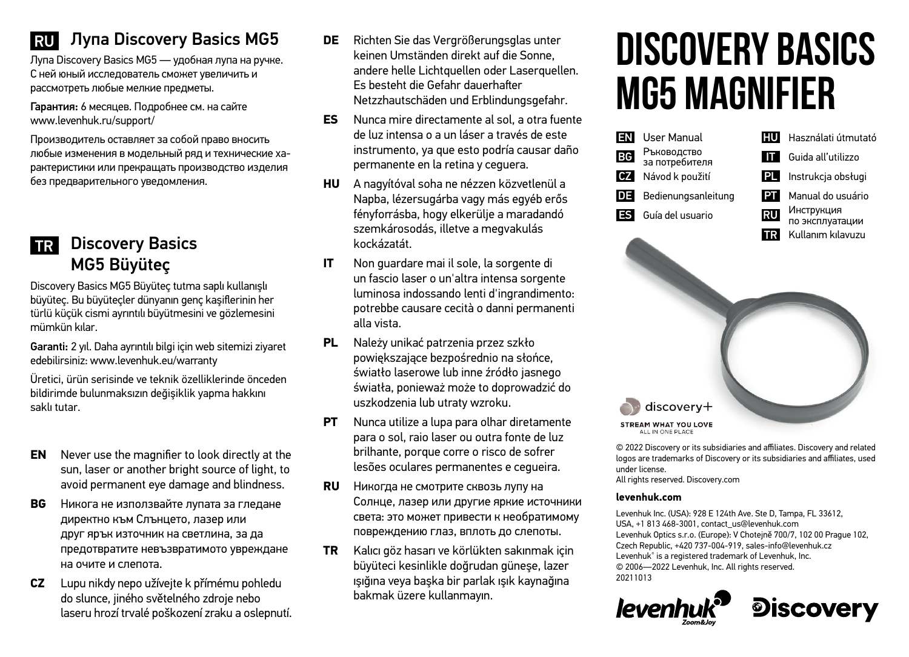## RU Лупа Discovery Basics MG5

Лупа Discovery Basics MG5 — удобная лупа на ручке. С ней юный исследователь сможет увеличить и рассмотреть любые мелкие предметы.

**Гарантия:** 6 месяцев. Подробнее см. на сайте www.levenhuk.ru/support/

Производитель оставляет за собой право вносить любые изменения в модельный ряд и технические характеристики или прекращать производство изделия без предварительного уведомления.

## TR Discovery Basics MG5 Büyüteç

Discovery Basics MG5 Büyüteç tutma saplı kullanışlı büyüteç. Bu büyüteçler dünyanın genç kaşiflerinin her türlü küçük cismi ayrıntılı büyütmesini ve gözlemesini mümkün kılar.

**Garanti:** 2 yıl. Daha ayrıntılı bilgi için web sitemizi ziyaret edebilirsiniz: www.levenhuk.eu/warranty

Üretici, ürün serisinde ve teknik özelliklerinde önceden bildirimde bulunmaksızın değişiklik yapma hakkını saklı tutar.

**EN** Never use the magnifier to look directly at the sun, laser or another bright source of light, to avoid permanent eye damage and blindness.

**BG** Никога не използвайте лупата за гледане директно към Слънцето, лазер или друг ярък източник на светлина, за да предотвратите невъзвратимо увреждане на очите и слепота.

**CZ** Lupu nikdy nepo užívejte k přímému pohledu do slunce, jiného světelného zdroje nebo laseru hrozí trvalé poškození zraku a oslepnutí.

**DE** Richten Sie das Vergrößerungsglas unter keinen Umständen direkt auf die Sonne, andere helle Lichtquellen oder Laserquellen. Es besteht die Gefahr dauerhafter Netzzhautschäden und Erblindungsgefahr.

**ES** Nunca mire directamente al sol, a otra fuente de luz intensa o a un láser a través de este instrumento, ya que esto podría causar daño permanente en la retina y ceguera.

**HU** A nagyítóval soha ne nézzen közvetlenül a Napba, lézersugárba vagy más egyéb erős fényforrásba, hogy elkerülje a maradandó szemkárosodás, illetve a megvakulás kockázatát.

**IT** Non guardare mai il sole, la sorgente di un fascio laser o un'altra intensa sorgente luminosa indossando lenti d'ingrandimento: potrebbe causare cecità o danni permanenti alla vista.

**PL** Należy unikać patrzenia przez szkło powiększające bezpośrednio na słońce, światło laserowe lub inne źródło jasnego światła, ponieważ może to doprowadzić do uszkodzenia lub utraty wzroku.

**PT** Nunca utilize a lupa para olhar diretamente para o sol, raio laser ou outra fonte de luz brilhante, porque corre o risco de sofrer lesões oculares permanentes e cegueira.

**RU** Никогда не смотрите сквозь лупу на Солнце, лазер или другие яркие источники света: это может привести к необратимому повреждению глаз, вплоть до слепоты.

**TR** Kalıcı göz hasarı ve körlükten sakınmak için büyüteci kesinlikle doğrudan güneşe, lazer ışığına veya başka bir parlak ışık kaynağına bakmak üzere kullanmayın.

# DISCOVERY BASICS MG5 MAGNIFIER

- **EN** User Manual
- **BG** Ръководство за потребителя
- **CZ** Návod k použití
- **DE** Bedienungsanleitung
- **ES** Guía del usuario
- **HU** Használati útmutató
- **IT** Guida all'utilizzo
- **PL** Instrukcja obsługi
- **PT** Manual do usuário
- **RU** Инструкция по эксплуатации
- **TR** Kullanım kılavuzu

discovery+
STREAM WHAT YOU LOVE
ALL IN ONE PLACE

© 2022 Discovery or its subsidiaries and affiliates. Discovery and related logos are trademarks of Discovery or its subsidiaries and affiliates, used under license.
All rights reserved. Discovery.com

**levenhuk.com**

Levenhuk Inc. (USA): 928 E 124th Ave. Ste D, Tampa, FL 33612, USA, +1 813 468-3001, contact_us@levenhuk.com
Levenhuk Optics s.r.o. (Europe): V Chotejně 700/7, 102 00 Prague 102, Czech Republic, +420 737-004-919, sales-info@levenhuk.cz
Levenhuk® is a registered trademark of Levenhuk, Inc.
© 2006—2022 Levenhuk, Inc. All rights reserved.
20211013

levenhuk Zoom&Joy
Discovery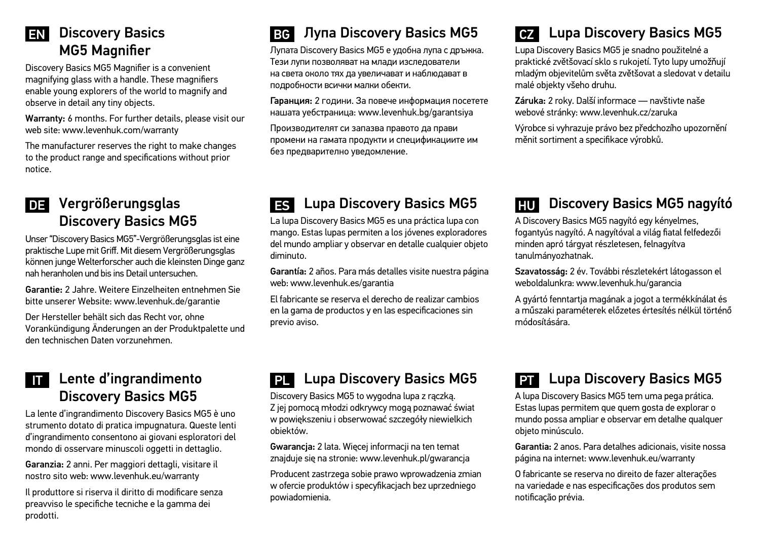## EN Discovery Basics MG5 Magnifier

Discovery Basics MG5 Magnifier is a convenient magnifying glass with a handle. These magnifiers enable young explorers of the world to magnify and observe in detail any tiny objects.

**Warranty:** 6 months. For further details, please visit our web site: www.levenhuk.com/warranty

The manufacturer reserves the right to make changes to the product range and specifications without prior notice.

## BG Лупа Discovery Basics MG5

Лупата Discovery Basics MG5 е удобна лупа с дръжка. Тези лупи позволяват на млади изследователи на света около тях да увеличават и наблюдават в подробности всички малки обекти.

**Гаранция:** 2 години. За повече информация посетете нашата уебстраница: www.levenhuk.bg/garantsiya

Производителят си запазва правото да прави промени на гамата продукти и спецификациите им без предварително уведомление.

## CZ Lupa Discovery Basics MG5

Lupa Discovery Basics MG5 je snadno použitelné a praktické zvětšovací sklo s rukojetí. Tyto lupy umožňují mladým objevitelům světa zvětšovat a sledovat v detailu malé objekty všeho druhu.

**Záruka:** 2 roky. Další informace — navštivte naše webové stránky: www.levenhuk.cz/zaruka

Výrobce si vyhrazuje právo bez předchozího upozornění měnit sortiment a specifikace výrobků.

## DE Vergrößerungsglas Discovery Basics MG5

Unser "Discovery Basics MG5"-Vergrößerungsglas ist eine praktische Lupe mit Griff. Mit diesem Vergrößerungsglas können junge Welterforscher auch die kleinsten Dinge ganz nah heranholen und bis ins Detail untersuchen.

**Garantie:** 2 Jahre. Weitere Einzelheiten entnehmen Sie bitte unserer Website: www.levenhuk.de/garantie

Der Hersteller behält sich das Recht vor, ohne Vorankündigung Änderungen an der Produktpalette und den technischen Daten vorzunehmen.

## ES Lupa Discovery Basics MG5

La lupa Discovery Basics MG5 es una práctica lupa con mango. Estas lupas permiten a los jóvenes exploradores del mundo ampliar y observar en detalle cualquier objeto diminuto.

**Garantía:** 2 años. Para más detalles visite nuestra página web: www.levenhuk.es/garantia

El fabricante se reserva el derecho de realizar cambios en la gama de productos y en las especificaciones sin previo aviso.

## HU Discovery Basics MG5 nagyító

A Discovery Basics MG5 nagyító egy kényelmes, fogantyús nagyító. A nagyítóval a világ fiatal felfedezői minden apró tárgyat részletesen, felnagyítva tanulmányozhatnak.

**Szavatosság:** 2 év. További részletekért látogasson el weboldalunkra: www.levenhuk.hu/garancia

A gyártó fenntartja magának a jogot a termékkínálat és a műszaki paraméterek előzetes értesítés nélkül történő módosítására.

## IT Lente d'ingrandimento Discovery Basics MG5

La lente d'ingrandimento Discovery Basics MG5 è uno strumento dotato di pratica impugnatura. Queste lenti d'ingrandimento consentono ai giovani esploratori del mondo di osservare minuscoli oggetti in dettaglio.

**Garanzia:** 2 anni. Per maggiori dettagli, visitare il nostro sito web: www.levenhuk.eu/warranty

Il produttore si riserva il diritto di modificare senza preavviso le specifiche tecniche e la gamma dei prodotti.

## PL Lupa Discovery Basics MG5

Discovery Basics MG5 to wygodna lupa z rączką. Z jej pomocą młodzi odkrywcy mogą poznawać świat w powiększeniu i obserwować szczegóły niewielkich obiektów.

**Gwarancja:** 2 lata. Więcej informacji na ten temat znajduje się na stronie: www.levenhuk.pl/gwarancja

Producent zastrzega sobie prawo wprowadzenia zmian w ofercie produktów i specyfikacjach bez uprzedniego powiadomienia.

## PT Lupa Discovery Basics MG5

A lupa Discovery Basics MG5 tem uma pega prática. Estas lupas permitem que quem gosta de explorar o mundo possa ampliar e observar em detalhe qualquer objeto minúsculo.

**Garantia:** 2 anos. Para detalhes adicionais, visite nossa página na internet: www.levenhuk.eu/warranty

O fabricante se reserva no direito de fazer alterações na variedade e nas especificações dos produtos sem notificação prévia.